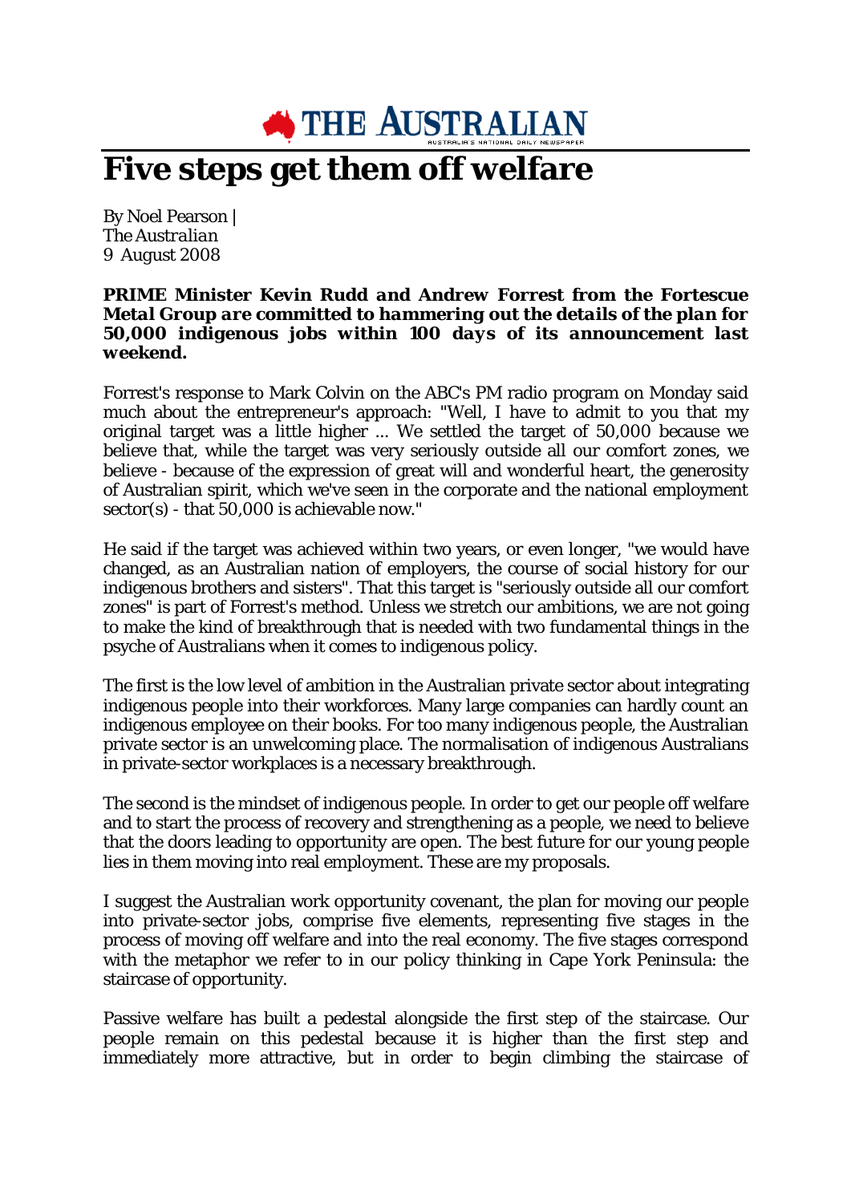THE AUSTRALIAN

# Five steps get them off welfare

By Noel Pearson |
*The Australian*
9 August 2008

***PRIME Minister Kevin Rudd and Andrew Forrest from the Fortescue Metal Group are committed to hammering out the details of the plan for 50,000 indigenous jobs within 100 days of its announcement last weekend.***

Forrest's response to Mark Colvin on the ABC's PM radio program on Monday said much about the entrepreneur's approach: "Well, I have to admit to you that my original target was a little higher ... We settled the target of 50,000 because we believe that, while the target was very seriously outside all our comfort zones, we believe - because of the expression of great will and wonderful heart, the generosity of Australian spirit, which we've seen in the corporate and the national employment sector(s) - that 50,000 is achievable now."

He said if the target was achieved within two years, or even longer, "we would have changed, as an Australian nation of employers, the course of social history for our indigenous brothers and sisters". That this target is "seriously outside all our comfort zones" is part of Forrest's method. Unless we stretch our ambitions, we are not going to make the kind of breakthrough that is needed with two fundamental things in the psyche of Australians when it comes to indigenous policy.

The first is the low level of ambition in the Australian private sector about integrating indigenous people into their workforces. Many large companies can hardly count an indigenous employee on their books. For too many indigenous people, the Australian private sector is an unwelcoming place. The normalisation of indigenous Australians in private-sector workplaces is a necessary breakthrough.

The second is the mindset of indigenous people. In order to get our people off welfare and to start the process of recovery and strengthening as a people, we need to believe that the doors leading to opportunity are open. The best future for our young people lies in them moving into real employment. These are my proposals.

I suggest the Australian work opportunity covenant, the plan for moving our people into private-sector jobs, comprise five elements, representing five stages in the process of moving off welfare and into the real economy. The five stages correspond with the metaphor we refer to in our policy thinking in Cape York Peninsula: the staircase of opportunity.

Passive welfare has built a pedestal alongside the first step of the staircase. Our people remain on this pedestal because it is higher than the first step and immediately more attractive, but in order to begin climbing the staircase of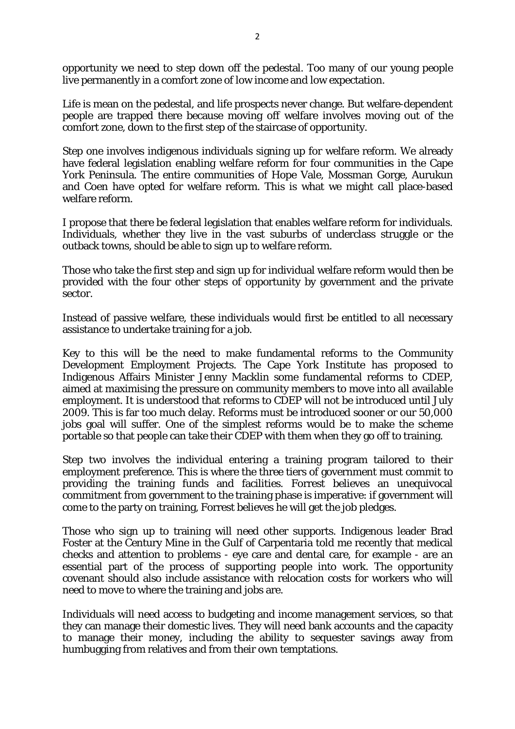opportunity we need to step down off the pedestal. Too many of our young people live permanently in a comfort zone of low income and low expectation.

Life is mean on the pedestal, and life prospects never change. But welfare-dependent people are trapped there because moving off welfare involves moving out of the comfort zone, down to the first step of the staircase of opportunity.

Step one involves indigenous individuals signing up for welfare reform. We already have federal legislation enabling welfare reform for four communities in the Cape York Peninsula. The entire communities of Hope Vale, Mossman Gorge, Aurukun and Coen have opted for welfare reform. This is what we might call place-based welfare reform.

I propose that there be federal legislation that enables welfare reform for individuals. Individuals, whether they live in the vast suburbs of underclass struggle or the outback towns, should be able to sign up to welfare reform.

Those who take the first step and sign up for individual welfare reform would then be provided with the four other steps of opportunity by government and the private sector.

Instead of passive welfare, these individuals would first be entitled to all necessary assistance to undertake training for a job.

Key to this will be the need to make fundamental reforms to the Community Development Employment Projects. The Cape York Institute has proposed to Indigenous Affairs Minister Jenny Macklin some fundamental reforms to CDEP, aimed at maximising the pressure on community members to move into all available employment. It is understood that reforms to CDEP will not be introduced until July 2009. This is far too much delay. Reforms must be introduced sooner or our 50,000 jobs goal will suffer. One of the simplest reforms would be to make the scheme portable so that people can take their CDEP with them when they go off to training.

Step two involves the individual entering a training program tailored to their employment preference. This is where the three tiers of government must commit to providing the training funds and facilities. Forrest believes an unequivocal commitment from government to the training phase is imperative: if government will come to the party on training, Forrest believes he will get the job pledges.

Those who sign up to training will need other supports. Indigenous leader Brad Foster at the Century Mine in the Gulf of Carpentaria told me recently that medical checks and attention to problems - eye care and dental care, for example - are an essential part of the process of supporting people into work. The opportunity covenant should also include assistance with relocation costs for workers who will need to move to where the training and jobs are.

Individuals will need access to budgeting and income management services, so that they can manage their domestic lives. They will need bank accounts and the capacity to manage their money, including the ability to sequester savings away from humbugging from relatives and from their own temptations.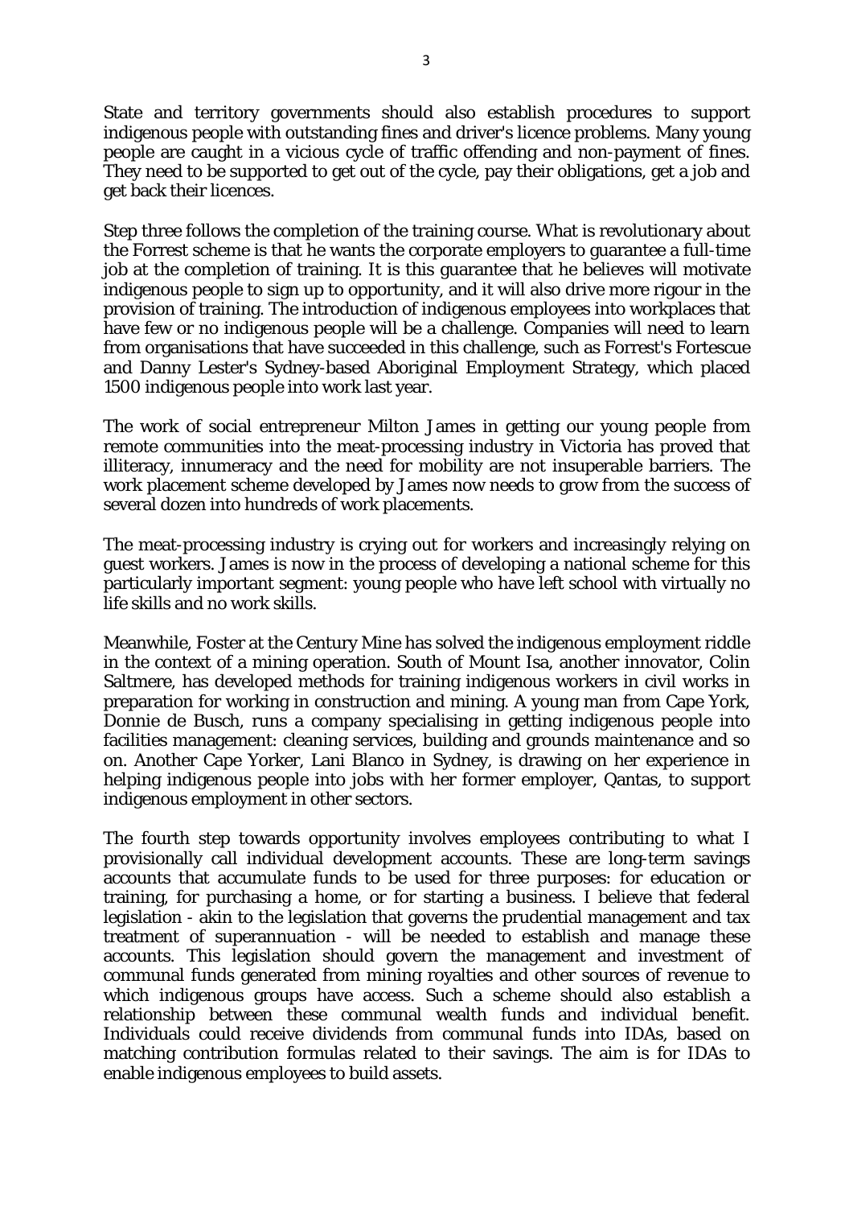State and territory governments should also establish procedures to support indigenous people with outstanding fines and driver's licence problems. Many young people are caught in a vicious cycle of traffic offending and non-payment of fines. They need to be supported to get out of the cycle, pay their obligations, get a job and get back their licences.

Step three follows the completion of the training course. What is revolutionary about the Forrest scheme is that he wants the corporate employers to guarantee a full-time job at the completion of training. It is this guarantee that he believes will motivate indigenous people to sign up to opportunity, and it will also drive more rigour in the provision of training. The introduction of indigenous employees into workplaces that have few or no indigenous people will be a challenge. Companies will need to learn from organisations that have succeeded in this challenge, such as Forrest's Fortescue and Danny Lester's Sydney-based Aboriginal Employment Strategy, which placed 1500 indigenous people into work last year.

The work of social entrepreneur Milton James in getting our young people from remote communities into the meat-processing industry in Victoria has proved that illiteracy, innumeracy and the need for mobility are not insuperable barriers. The work placement scheme developed by James now needs to grow from the success of several dozen into hundreds of work placements.

The meat-processing industry is crying out for workers and increasingly relying on guest workers. James is now in the process of developing a national scheme for this particularly important segment: young people who have left school with virtually no life skills and no work skills.

Meanwhile, Foster at the Century Mine has solved the indigenous employment riddle in the context of a mining operation. South of Mount Isa, another innovator, Colin Saltmere, has developed methods for training indigenous workers in civil works in preparation for working in construction and mining. A young man from Cape York, Donnie de Busch, runs a company specialising in getting indigenous people into facilities management: cleaning services, building and grounds maintenance and so on. Another Cape Yorker, Lani Blanco in Sydney, is drawing on her experience in helping indigenous people into jobs with her former employer, Qantas, to support indigenous employment in other sectors.

The fourth step towards opportunity involves employees contributing to what I provisionally call individual development accounts. These are long-term savings accounts that accumulate funds to be used for three purposes: for education or training, for purchasing a home, or for starting a business. I believe that federal legislation - akin to the legislation that governs the prudential management and tax treatment of superannuation - will be needed to establish and manage these accounts. This legislation should govern the management and investment of communal funds generated from mining royalties and other sources of revenue to which indigenous groups have access. Such a scheme should also establish a relationship between these communal wealth funds and individual benefit. Individuals could receive dividends from communal funds into IDAs, based on matching contribution formulas related to their savings. The aim is for IDAs to enable indigenous employees to build assets.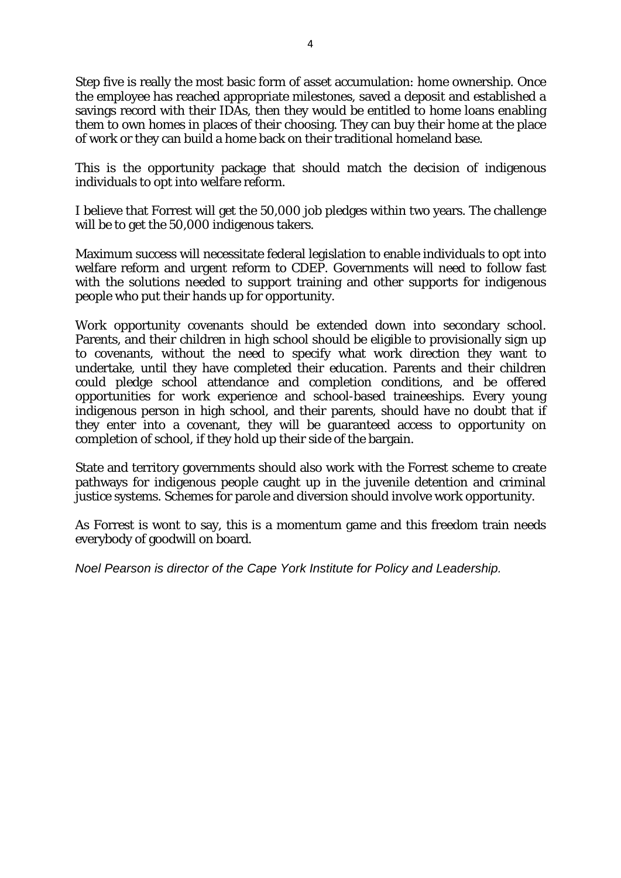Step five is really the most basic form of asset accumulation: home ownership. Once the employee has reached appropriate milestones, saved a deposit and established a savings record with their IDAs, then they would be entitled to home loans enabling them to own homes in places of their choosing. They can buy their home at the place of work or they can build a home back on their traditional homeland base.

This is the opportunity package that should match the decision of indigenous individuals to opt into welfare reform.

I believe that Forrest will get the 50,000 job pledges within two years. The challenge will be to get the 50,000 indigenous takers.

Maximum success will necessitate federal legislation to enable individuals to opt into welfare reform and urgent reform to CDEP. Governments will need to follow fast with the solutions needed to support training and other supports for indigenous people who put their hands up for opportunity.

Work opportunity covenants should be extended down into secondary school. Parents, and their children in high school should be eligible to provisionally sign up to covenants, without the need to specify what work direction they want to undertake, until they have completed their education. Parents and their children could pledge school attendance and completion conditions, and be offered opportunities for work experience and school-based traineeships. Every young indigenous person in high school, and their parents, should have no doubt that if they enter into a covenant, they will be guaranteed access to opportunity on completion of school, if they hold up their side of the bargain.

State and territory governments should also work with the Forrest scheme to create pathways for indigenous people caught up in the juvenile detention and criminal justice systems. Schemes for parole and diversion should involve work opportunity.

As Forrest is wont to say, this is a momentum game and this freedom train needs everybody of goodwill on board.

*Noel Pearson is director of the Cape York Institute for Policy and Leadership.*